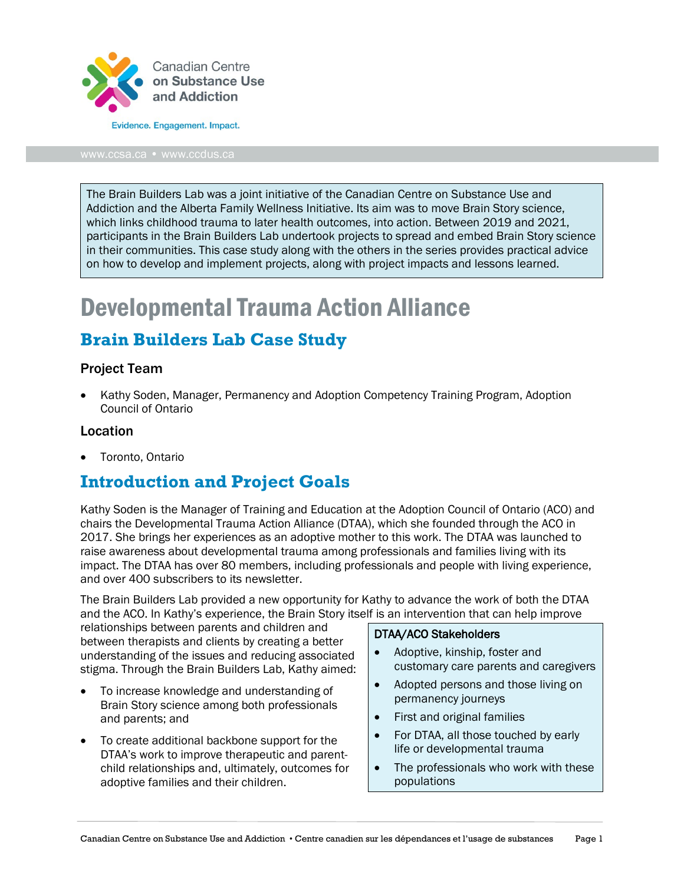Canadian Centre on Substance Use and Addiction

Evidence. Engagement. Impact.

www.ccsa.ca • www.ccdus.ca

> The Brain Builders Lab was a joint initiative of the Canadian Centre on Substance Use and Addiction and the Alberta Family Wellness Initiative. Its aim was to move Brain Story science, which links childhood trauma to later health outcomes, into action. Between 2019 and 2021, participants in the Brain Builders Lab undertook projects to spread and embed Brain Story science in their communities. This case study along with the others in the series provides practical advice on how to develop and implement projects, along with project impacts and lessons learned.

# Developmental Trauma Action Alliance

## Brain Builders Lab Case Study

### Project Team

- Kathy Soden, Manager, Permanency and Adoption Competency Training Program, Adoption Council of Ontario

### Location

- Toronto, Ontario

## Introduction and Project Goals

Kathy Soden is the Manager of Training and Education at the Adoption Council of Ontario (ACO) and chairs the Developmental Trauma Action Alliance (DTAA), which she founded through the ACO in 2017. She brings her experiences as an adoptive mother to this work. The DTAA was launched to raise awareness about developmental trauma among professionals and families living with its impact. The DTAA has over 80 members, including professionals and people with living experience, and over 400 subscribers to its newsletter.

The Brain Builders Lab provided a new opportunity for Kathy to advance the work of both the DTAA and the ACO. In Kathy's experience, the Brain Story itself is an intervention that can help improve relationships between parents and children and between therapists and clients by creating a better understanding of the issues and reducing associated stigma. Through the Brain Builders Lab, Kathy aimed:

- To increase knowledge and understanding of Brain Story science among both professionals and parents; and
- To create additional backbone support for the DTAA's work to improve therapeutic and parent-child relationships and, ultimately, outcomes for adoptive families and their children.

> **DTAA/ACO Stakeholders**
>
> - Adoptive, kinship, foster and customary care parents and caregivers
> - Adopted persons and those living on permanency journeys
> - First and original families
> - For DTAA, all those touched by early life or developmental trauma
> - The professionals who work with these populations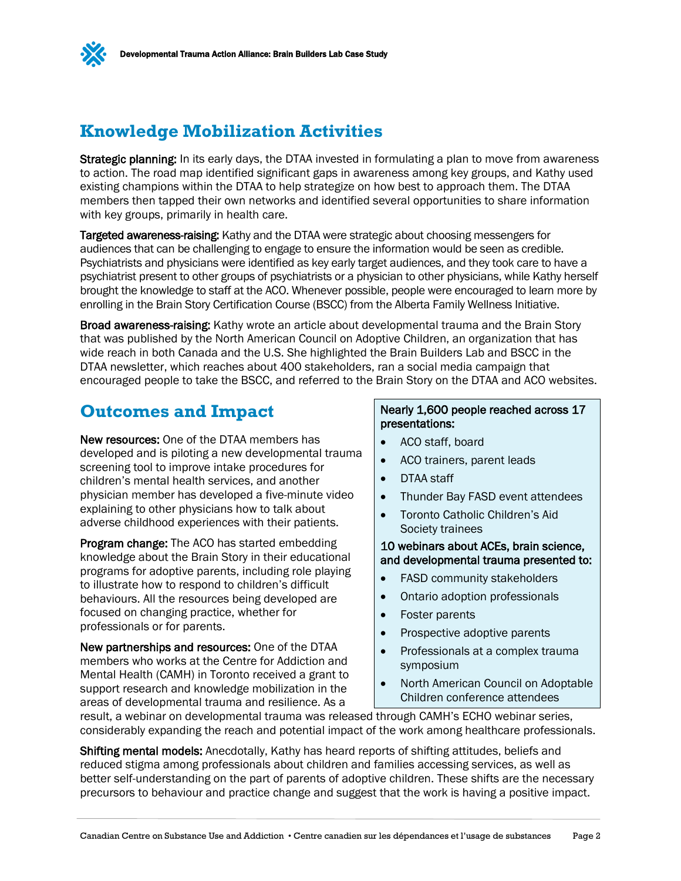## Knowledge Mobilization Activities

**Strategic planning:** In its early days, the DTAA invested in formulating a plan to move from awareness to action. The road map identified significant gaps in awareness among key groups, and Kathy used existing champions within the DTAA to help strategize on how best to approach them. The DTAA members then tapped their own networks and identified several opportunities to share information with key groups, primarily in health care.

**Targeted awareness-raising:** Kathy and the DTAA were strategic about choosing messengers for audiences that can be challenging to engage to ensure the information would be seen as credible. Psychiatrists and physicians were identified as key early target audiences, and they took care to have a psychiatrist present to other groups of psychiatrists or a physician to other physicians, while Kathy herself brought the knowledge to staff at the ACO. Whenever possible, people were encouraged to learn more by enrolling in the Brain Story Certification Course (BSCC) from the Alberta Family Wellness Initiative.

**Broad awareness-raising:** Kathy wrote an article about developmental trauma and the Brain Story that was published by the North American Council on Adoptive Children, an organization that has wide reach in both Canada and the U.S. She highlighted the Brain Builders Lab and BSCC in the DTAA newsletter, which reaches about 400 stakeholders, ran a social media campaign that encouraged people to take the BSCC, and referred to the Brain Story on the DTAA and ACO websites.

## Outcomes and Impact

**New resources:** One of the DTAA members has developed and is piloting a new developmental trauma screening tool to improve intake procedures for children's mental health services, and another physician member has developed a five-minute video explaining to other physicians how to talk about adverse childhood experiences with their patients.

**Program change:** The ACO has started embedding knowledge about the Brain Story in their educational programs for adoptive parents, including role playing to illustrate how to respond to children's difficult behaviours. All the resources being developed are focused on changing practice, whether for professionals or for parents.

**New partnerships and resources:** One of the DTAA members who works at the Centre for Addiction and Mental Health (CAMH) in Toronto received a grant to support research and knowledge mobilization in the areas of developmental trauma and resilience. As a result, a webinar on developmental trauma was released through CAMH's ECHO webinar series, considerably expanding the reach and potential impact of the work among healthcare professionals.

**Shifting mental models:** Anecdotally, Kathy has heard reports of shifting attitudes, beliefs and reduced stigma among professionals about children and families accessing services, as well as better self-understanding on the part of parents of adoptive children. These shifts are the necessary precursors to behaviour and practice change and suggest that the work is having a positive impact.

**Nearly 1,600 people reached across 17 presentations:**

- ACO staff, board
- ACO trainers, parent leads
- DTAA staff
- Thunder Bay FASD event attendees
- Toronto Catholic Children's Aid Society trainees

**10 webinars about ACEs, brain science, and developmental trauma presented to:**

- FASD community stakeholders
- Ontario adoption professionals
- Foster parents
- Prospective adoptive parents
- Professionals at a complex trauma symposium
- North American Council on Adoptable Children conference attendees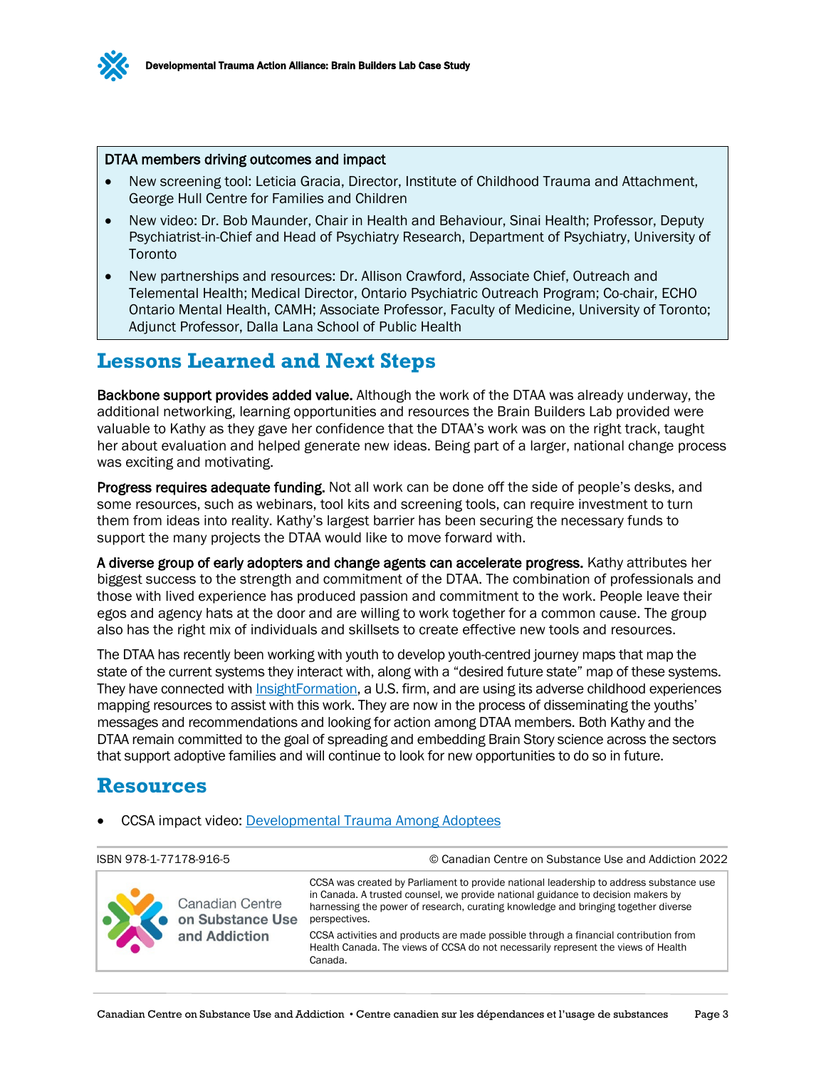**DTAA members driving outcomes and impact**

- New screening tool: Leticia Gracia, Director, Institute of Childhood Trauma and Attachment, George Hull Centre for Families and Children
- New video: Dr. Bob Maunder, Chair in Health and Behaviour, Sinai Health; Professor, Deputy Psychiatrist-in-Chief and Head of Psychiatry Research, Department of Psychiatry, University of Toronto
- New partnerships and resources: Dr. Allison Crawford, Associate Chief, Outreach and Telemental Health; Medical Director, Ontario Psychiatric Outreach Program; Co-chair, ECHO Ontario Mental Health, CAMH; Associate Professor, Faculty of Medicine, University of Toronto; Adjunct Professor, Dalla Lana School of Public Health

## Lessons Learned and Next Steps

**Backbone support provides added value.** Although the work of the DTAA was already underway, the additional networking, learning opportunities and resources the Brain Builders Lab provided were valuable to Kathy as they gave her confidence that the DTAA's work was on the right track, taught her about evaluation and helped generate new ideas. Being part of a larger, national change process was exciting and motivating.

**Progress requires adequate funding.** Not all work can be done off the side of people's desks, and some resources, such as webinars, tool kits and screening tools, can require investment to turn them from ideas into reality. Kathy's largest barrier has been securing the necessary funds to support the many projects the DTAA would like to move forward with.

**A diverse group of early adopters and change agents can accelerate progress.** Kathy attributes her biggest success to the strength and commitment of the DTAA. The combination of professionals and those with lived experience has produced passion and commitment to the work. People leave their egos and agency hats at the door and are willing to work together for a common cause. The group also has the right mix of individuals and skillsets to create effective new tools and resources.

The DTAA has recently been working with youth to develop youth-centred journey maps that map the state of the current systems they interact with, along with a "desired future state" map of these systems. They have connected with InsightFormation, a U.S. firm, and are using its adverse childhood experiences mapping resources to assist with this work. They are now in the process of disseminating the youths' messages and recommendations and looking for action among DTAA members. Both Kathy and the DTAA remain committed to the goal of spreading and embedding Brain Story science across the sectors that support adoptive families and will continue to look for new opportunities to do so in future.

## Resources

- CCSA impact video: Developmental Trauma Among Adoptees

ISBN 978-1-77178-916-5

© Canadian Centre on Substance Use and Addiction 2022

Canadian Centre on Substance Use and Addiction

CCSA was created by Parliament to provide national leadership to address substance use in Canada. A trusted counsel, we provide national guidance to decision makers by harnessing the power of research, curating knowledge and bringing together diverse perspectives.

CCSA activities and products are made possible through a financial contribution from Health Canada. The views of CCSA do not necessarily represent the views of Health Canada.